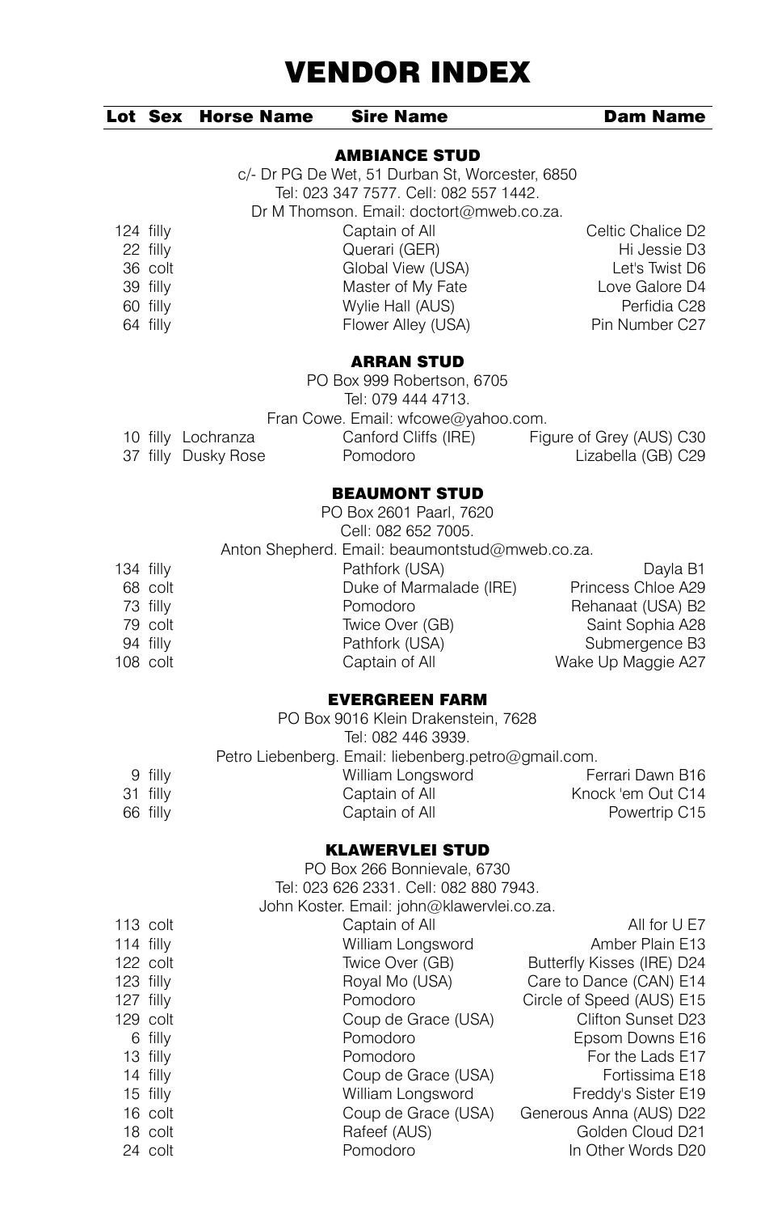# VENDOR INDEX

| Lot | Sex | Horse Name | Sire Name | Dam Name |
|---|---|---|---|---|
| | | | **AMBIANCE STUD** | |
| | | | c/- Dr PG De Wet, 51 Durban St, Worcester, 6850 | |
| | | | Tel: 023 347 7577. Cell: 082 557 1442. | |
| | | | Dr M Thomson. Email: doctort@mweb.co.za. | |
| 124 | filly | | Captain of All | Celtic Chalice D2 |
| 22 | filly | | Querari (GER) | Hi Jessie D3 |
| 36 | colt | | Global View (USA) | Let's Twist D6 |
| 39 | filly | | Master of My Fate | Love Galore D4 |
| 60 | filly | | Wylie Hall (AUS) | Perfidia C28 |
| 64 | filly | | Flower Alley (USA) | Pin Number C27 |
| | | | **ARRAN STUD** | |
| | | | PO Box 999 Robertson, 6705 | |
| | | | Tel: 079 444 4713. | |
| | | | Fran Cowe. Email: wfcowe@yahoo.com. | |
| 10 | filly | Lochranza | Canford Cliffs (IRE) | Figure of Grey (AUS) C30 |
| 37 | filly | Dusky Rose | Pomodoro | Lizabella (GB) C29 |
| | | | **BEAUMONT STUD** | |
| | | | PO Box 2601 Paarl, 7620 | |
| | | | Cell: 082 652 7005. | |
| | | | Anton Shepherd. Email: beaumontstud@mweb.co.za. | |
| 134 | filly | | Pathfork (USA) | Dayla B1 |
| 68 | colt | | Duke of Marmalade (IRE) | Princess Chloe A29 |
| 73 | filly | | Pomodoro | Rehanaat (USA) B2 |
| 79 | colt | | Twice Over (GB) | Saint Sophia A28 |
| 94 | filly | | Pathfork (USA) | Submergence B3 |
| 108 | colt | | Captain of All | Wake Up Maggie A27 |
| | | | **EVERGREEN FARM** | |
| | | | PO Box 9016 Klein Drakenstein, 7628 | |
| | | | Tel: 082 446 3939. | |
| | | | Petro Liebenberg. Email: liebenberg.petro@gmail.com. | |
| 9 | filly | | William Longsword | Ferrari Dawn B16 |
| 31 | filly | | Captain of All | Knock 'em Out C14 |
| 66 | filly | | Captain of All | Powertrip C15 |
| | | | **KLAWERVLEI STUD** | |
| | | | PO Box 266 Bonnievale, 6730 | |
| | | | Tel: 023 626 2331. Cell: 082 880 7943. | |
| | | | John Koster. Email: john@klawervlei.co.za. | |
| 113 | colt | | Captain of All | All for U E7 |
| 114 | filly | | William Longsword | Amber Plain E13 |
| 122 | colt | | Twice Over (GB) | Butterfly Kisses (IRE) D24 |
| 123 | filly | | Royal Mo (USA) | Care to Dance (CAN) E14 |
| 127 | filly | | Pomodoro | Circle of Speed (AUS) E15 |
| 129 | colt | | Coup de Grace (USA) | Clifton Sunset D23 |
| 6 | filly | | Pomodoro | Epsom Downs E16 |
| 13 | filly | | Pomodoro | For the Lads E17 |
| 14 | filly | | Coup de Grace (USA) | Fortissima E18 |
| 15 | filly | | William Longsword | Freddy's Sister E19 |
| 16 | colt | | Coup de Grace (USA) | Generous Anna (AUS) D22 |
| 18 | colt | | Rafeef (AUS) | Golden Cloud D21 |
| 24 | colt | | Pomodoro | In Other Words D20 |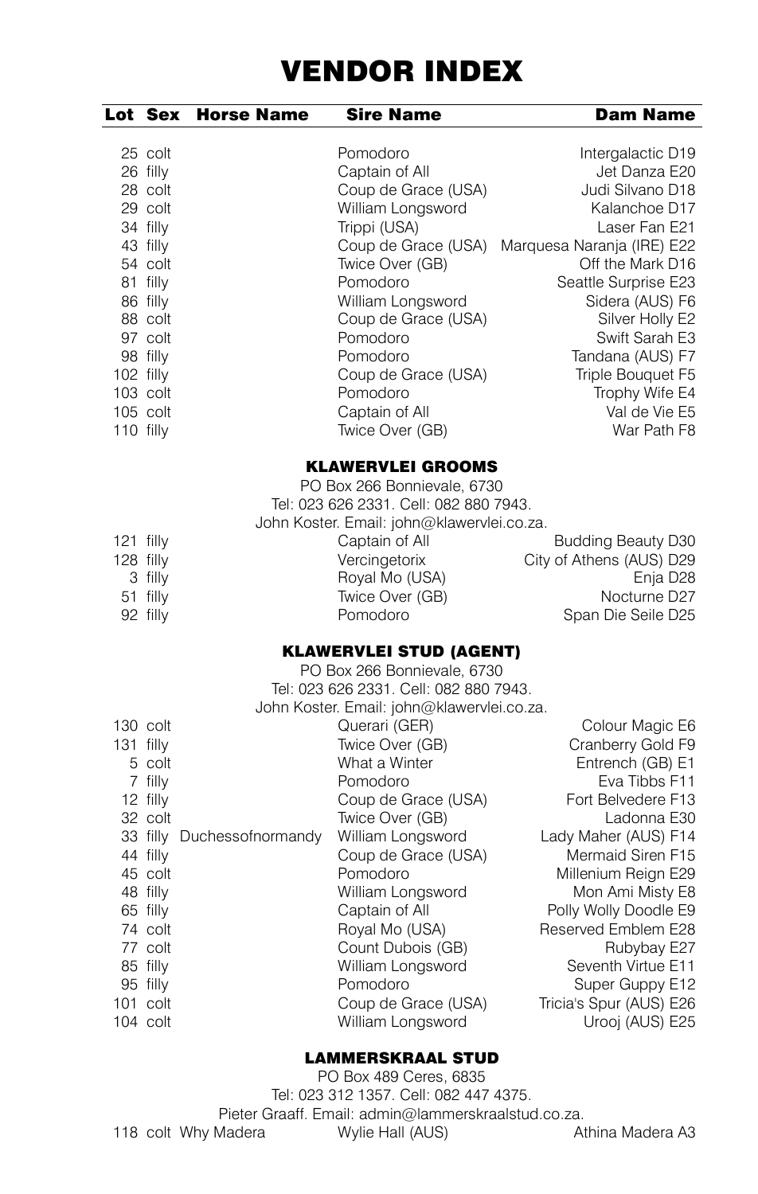# VENDOR INDEX

| Lot | Sex | Horse Name | Sire Name | Dam Name |
|---|---|---|---|---|
| 25 | colt | | Pomodoro | Intergalactic D19 |
| 26 | filly | | Captain of All | Jet Danza E20 |
| 28 | colt | | Coup de Grace (USA) | Judi Silvano D18 |
| 29 | colt | | William Longsword | Kalanchoe D17 |
| 34 | filly | | Trippi (USA) | Laser Fan E21 |
| 43 | filly | | Coup de Grace (USA) | Marquesa Naranja (IRE) E22 |
| 54 | colt | | Twice Over (GB) | Off the Mark D16 |
| 81 | filly | | Pomodoro | Seattle Surprise E23 |
| 86 | filly | | William Longsword | Sidera (AUS) F6 |
| 88 | colt | | Coup de Grace (USA) | Silver Holly E2 |
| 97 | colt | | Pomodoro | Swift Sarah E3 |
| 98 | filly | | Pomodoro | Tandana (AUS) F7 |
| 102 | filly | | Coup de Grace (USA) | Triple Bouquet F5 |
| 103 | colt | | Pomodoro | Trophy Wife E4 |
| 105 | colt | | Captain of All | Val de Vie E5 |
| 110 | filly | | Twice Over (GB) | War Path F8 |

### KLAWERVLEI GROOMS

PO Box 266 Bonnievale, 6730
Tel: 023 626 2331. Cell: 082 880 7943.
John Koster. Email: john@klawervlei.co.za.

| Lot | Sex | Horse Name | Sire Name | Dam Name |
|---|---|---|---|---|
| 121 | filly | | Captain of All | Budding Beauty D30 |
| 128 | filly | | Vercingetorix | City of Athens (AUS) D29 |
| 3 | filly | | Royal Mo (USA) | Enja D28 |
| 51 | filly | | Twice Over (GB) | Nocturne D27 |
| 92 | filly | | Pomodoro | Span Die Seile D25 |

### KLAWERVLEI STUD (AGENT)

PO Box 266 Bonnievale, 6730
Tel: 023 626 2331. Cell: 082 880 7943.
John Koster. Email: john@klawervlei.co.za.

| Lot | Sex | Horse Name | Sire Name | Dam Name |
|---|---|---|---|---|
| 130 | colt | | Querari (GER) | Colour Magic E6 |
| 131 | filly | | Twice Over (GB) | Cranberry Gold F9 |
| 5 | colt | | What a Winter | Entrench (GB) E1 |
| 7 | filly | | Pomodoro | Eva Tibbs F11 |
| 12 | filly | | Coup de Grace (USA) | Fort Belvedere F13 |
| 32 | colt | | Twice Over (GB) | Ladonna E30 |
| 33 | filly | Duchessofnormandy | William Longsword | Lady Maher (AUS) F14 |
| 44 | filly | | Coup de Grace (USA) | Mermaid Siren F15 |
| 45 | colt | | Pomodoro | Millenium Reign E29 |
| 48 | filly | | William Longsword | Mon Ami Misty E8 |
| 65 | filly | | Captain of All | Polly Wolly Doodle E9 |
| 74 | colt | | Royal Mo (USA) | Reserved Emblem E28 |
| 77 | colt | | Count Dubois (GB) | Rubybay E27 |
| 85 | filly | | William Longsword | Seventh Virtue E11 |
| 95 | filly | | Pomodoro | Super Guppy E12 |
| 101 | colt | | Coup de Grace (USA) | Tricia's Spur (AUS) E26 |
| 104 | colt | | William Longsword | Urooj (AUS) E25 |

### LAMMERSKRAAL STUD

PO Box 489 Ceres, 6835
Tel: 023 312 1357. Cell: 082 447 4375.
Pieter Graaff. Email: admin@lammerskraalstud.co.za.

| Lot | Sex | Horse Name | Sire Name | Dam Name |
|---|---|---|---|---|
| 118 | colt | Why Madera | Wylie Hall (AUS) | Athina Madera A3 |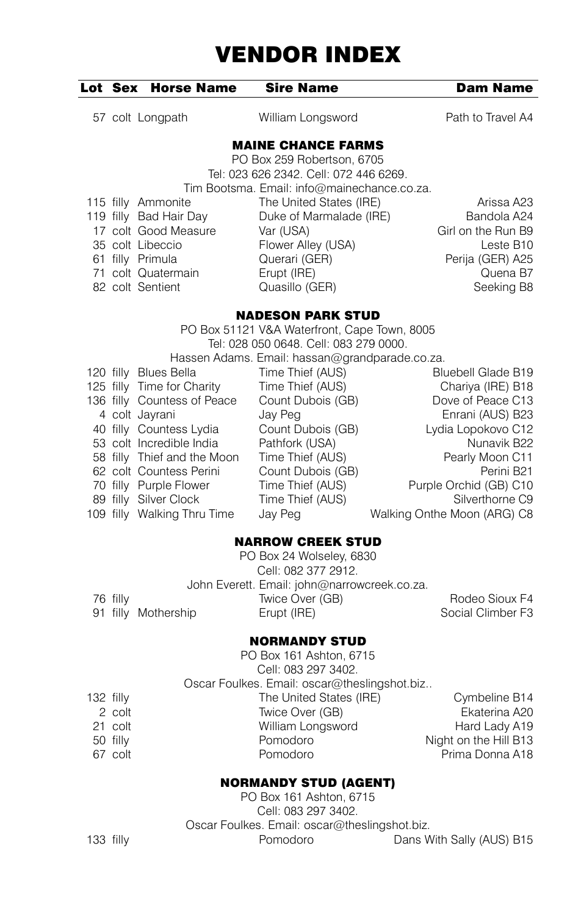# VENDOR INDEX

| Lot | Sex | Horse Name | Sire Name | Dam Name |
|---|---|---|---|---|
| 57 | colt | Longpath | William Longsword | Path to Travel A4 |

### MAINE CHANCE FARMS

PO Box 259 Robertson, 6705
Tel: 023 626 2342. Cell: 072 446 6269.
Tim Bootsma. Email: info@mainechance.co.za.

| Lot | Sex | Horse Name | Sire Name | Dam Name |
|---|---|---|---|---|
| 115 | filly | Ammonite | The United States (IRE) | Arissa A23 |
| 119 | filly | Bad Hair Day | Duke of Marmalade (IRE) | Bandola A24 |
| 17 | colt | Good Measure | Var (USA) | Girl on the Run B9 |
| 35 | colt | Libeccio | Flower Alley (USA) | Leste B10 |
| 61 | filly | Primula | Querari (GER) | Perija (GER) A25 |
| 71 | colt | Quatermain | Erupt (IRE) | Quena B7 |
| 82 | colt | Sentient | Quasillo (GER) | Seeking B8 |

### NADESON PARK STUD

PO Box 51121 V&A Waterfront, Cape Town, 8005
Tel: 028 050 0648. Cell: 083 279 0000.
Hassen Adams. Email: hassan@grandparade.co.za.

| Lot | Sex | Horse Name | Sire Name | Dam Name |
|---|---|---|---|---|
| 120 | filly | Blues Bella | Time Thief (AUS) | Bluebell Glade B19 |
| 125 | filly | Time for Charity | Time Thief (AUS) | Chariya (IRE) B18 |
| 136 | filly | Countess of Peace | Count Dubois (GB) | Dove of Peace C13 |
| 4 | colt | Jayrani | Jay Peg | Enrani (AUS) B23 |
| 40 | filly | Countess Lydia | Count Dubois (GB) | Lydia Lopokovo C12 |
| 53 | colt | Incredible India | Pathfork (USA) | Nunavik B22 |
| 58 | filly | Thief and the Moon | Time Thief (AUS) | Pearly Moon C11 |
| 62 | colt | Countess Perini | Count Dubois (GB) | Perini B21 |
| 70 | filly | Purple Flower | Time Thief (AUS) | Purple Orchid (GB) C10 |
| 89 | filly | Silver Clock | Time Thief (AUS) | Silverthorne C9 |
| 109 | filly | Walking Thru Time | Jay Peg | Walking Onthe Moon (ARG) C8 |

### NARROW CREEK STUD

PO Box 24 Wolseley, 6830
Cell: 082 377 2912.
John Everett. Email: john@narrowcreek.co.za.

| Lot | Sex | Horse Name | Sire Name | Dam Name |
|---|---|---|---|---|
| 76 | filly | | Twice Over (GB) | Rodeo Sioux F4 |
| 91 | filly | Mothership | Erupt (IRE) | Social Climber F3 |

### NORMANDY STUD

PO Box 161 Ashton, 6715
Cell: 083 297 3402.
Oscar Foulkes. Email: oscar@theslingshot.biz..

| Lot | Sex | Horse Name | Sire Name | Dam Name |
|---|---|---|---|---|
| 132 | filly | | The United States (IRE) | Cymbeline B14 |
| 2 | colt | | Twice Over (GB) | Ekaterina A20 |
| 21 | colt | | William Longsword | Hard Lady A19 |
| 50 | filly | | Pomodoro | Night on the Hill B13 |
| 67 | colt | | Pomodoro | Prima Donna A18 |

### NORMANDY STUD (AGENT)

PO Box 161 Ashton, 6715
Cell: 083 297 3402.
Oscar Foulkes. Email: oscar@theslingshot.biz.

| Lot | Sex | Horse Name | Sire Name | Dam Name |
|---|---|---|---|---|
| 133 | filly | | Pomodoro | Dans With Sally (AUS) B15 |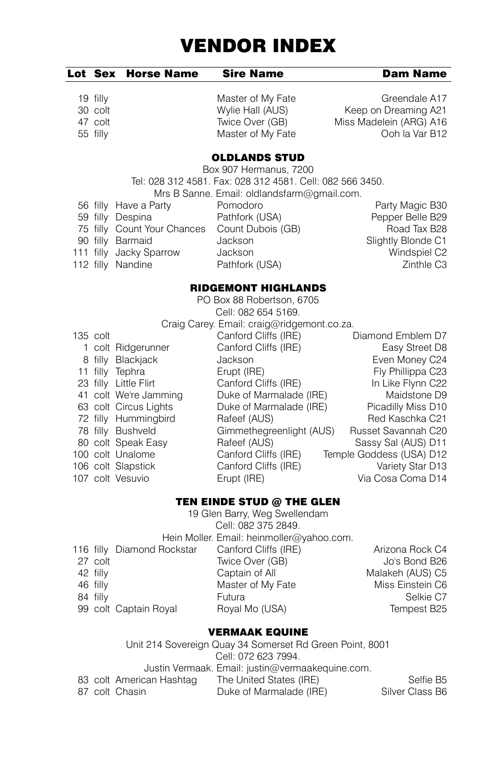# VENDOR INDEX

| Lot | Sex | Horse Name | Sire Name | Dam Name |
|---|---|---|---|---|
| 19 | filly | | Master of My Fate | Greendale A17 |
| 30 | colt | | Wylie Hall (AUS) | Keep on Dreaming A21 |
| 47 | colt | | Twice Over (GB) | Miss Madelein (ARG) A16 |
| 55 | filly | | Master of My Fate | Ooh la Var B12 |

### OLDLANDS STUD

Box 907 Hermanus, 7200
Tel: 028 312 4581. Fax: 028 312 4581. Cell: 082 566 3450.
Mrs B Sanne. Email: oldlandsfarm@gmail.com.

| Lot | Sex | Horse Name | Sire Name | Dam Name |
|---|---|---|---|---|
| 56 | filly | Have a Party | Pomodoro | Party Magic B30 |
| 59 | filly | Despina | Pathfork (USA) | Pepper Belle B29 |
| 75 | filly | Count Your Chances | Count Dubois (GB) | Road Tax B28 |
| 90 | filly | Barmaid | Jackson | Slightly Blonde C1 |
| 111 | filly | Jacky Sparrow | Jackson | Windspiel C2 |
| 112 | filly | Nandine | Pathfork (USA) | Zinthle C3 |

### RIDGEMONT HIGHLANDS

PO Box 88 Robertson, 6705
Cell: 082 654 5169.
Craig Carey. Email: craig@ridgemont.co.za.

| Lot | Sex | Horse Name | Sire Name | Dam Name |
|---|---|---|---|---|
| 135 | colt | | Canford Cliffs (IRE) | Diamond Emblem D7 |
| 1 | colt | Ridgerunner | Canford Cliffs (IRE) | Easy Street D8 |
| 8 | filly | Blackjack | Jackson | Even Money C24 |
| 11 | filly | Tephra | Erupt (IRE) | Fly Phillippa C23 |
| 23 | filly | Little Flirt | Canford Cliffs (IRE) | In Like Flynn C22 |
| 41 | colt | We're Jamming | Duke of Marmalade (IRE) | Maidstone D9 |
| 63 | colt | Circus Lights | Duke of Marmalade (IRE) | Picadilly Miss D10 |
| 72 | filly | Hummingbird | Rafeef (AUS) | Red Kaschka C21 |
| 78 | filly | Bushveld | Gimmethegreenlight (AUS) | Russet Savannah C20 |
| 80 | colt | Speak Easy | Rafeef (AUS) | Sassy Sal (AUS) D11 |
| 100 | colt | Unalome | Canford Cliffs (IRE) | Temple Goddess (USA) D12 |
| 106 | colt | Slapstick | Canford Cliffs (IRE) | Variety Star D13 |
| 107 | colt | Vesuvio | Erupt (IRE) | Via Cosa Coma D14 |

### TEN EINDE STUD @ THE GLEN

19 Glen Barry, Weg Swellendam
Cell: 082 375 2849.
Hein Moller. Email: heinmoller@yahoo.com.

| Lot | Sex | Horse Name | Sire Name | Dam Name |
|---|---|---|---|---|
| 116 | filly | Diamond Rockstar | Canford Cliffs (IRE) | Arizona Rock C4 |
| 27 | colt | | Twice Over (GB) | Jo's Bond B26 |
| 42 | filly | | Captain of All | Malakeh (AUS) C5 |
| 46 | filly | | Master of My Fate | Miss Einstein C6 |
| 84 | filly | | Futura | Selkie C7 |
| 99 | colt | Captain Royal | Royal Mo (USA) | Tempest B25 |

### VERMAAK EQUINE

Unit 214 Sovereign Quay 34 Somerset Rd Green Point, 8001
Cell: 072 623 7994.
Justin Vermaak. Email: justin@vermaakequine.com.

| Lot | Sex | Horse Name | Sire Name | Dam Name |
|---|---|---|---|---|
| 83 | colt | American Hashtag | The United States (IRE) | Selfie B5 |
| 87 | colt | Chasin | Duke of Marmalade (IRE) | Silver Class B6 |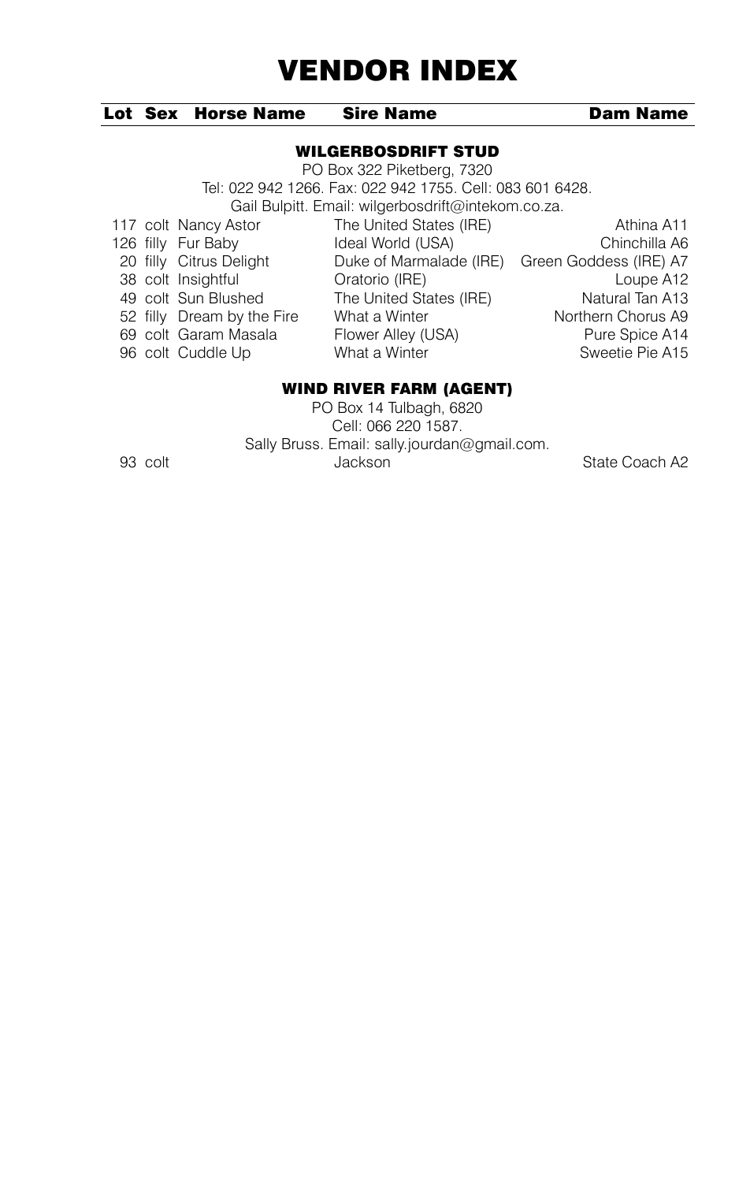# VENDOR INDEX

| Lot | Sex | Horse Name | Sire Name | Dam Name |
|---|---|---|---|---|
| **WILGERBOSDRIFT STUD** | | | | |
| PO Box 322 Piketberg, 7320 | | | | |
| Tel: 022 942 1266. Fax: 022 942 1755. Cell: 083 601 6428. | | | | |
| Gail Bulpitt. Email: wilgerbosdrift@intekom.co.za. | | | | |
| 117 | colt | Nancy Astor | The United States (IRE) | Athina A11 |
| 126 | filly | Fur Baby | Ideal World (USA) | Chinchilla A6 |
| 20 | filly | Citrus Delight | Duke of Marmalade (IRE) | Green Goddess (IRE) A7 |
| 38 | colt | Insightful | Oratorio (IRE) | Loupe A12 |
| 49 | colt | Sun Blushed | The United States (IRE) | Natural Tan A13 |
| 52 | filly | Dream by the Fire | What a Winter | Northern Chorus A9 |
| 69 | colt | Garam Masala | Flower Alley (USA) | Pure Spice A14 |
| 96 | colt | Cuddle Up | What a Winter | Sweetie Pie A15 |
| **WIND RIVER FARM (AGENT)** | | | | |
| PO Box 14 Tulbagh, 6820 | | | | |
| Cell: 066 220 1587. | | | | |
| Sally Bruss. Email: sally.jourdan@gmail.com. | | | | |
| 93 | colt | | Jackson | State Coach A2 |